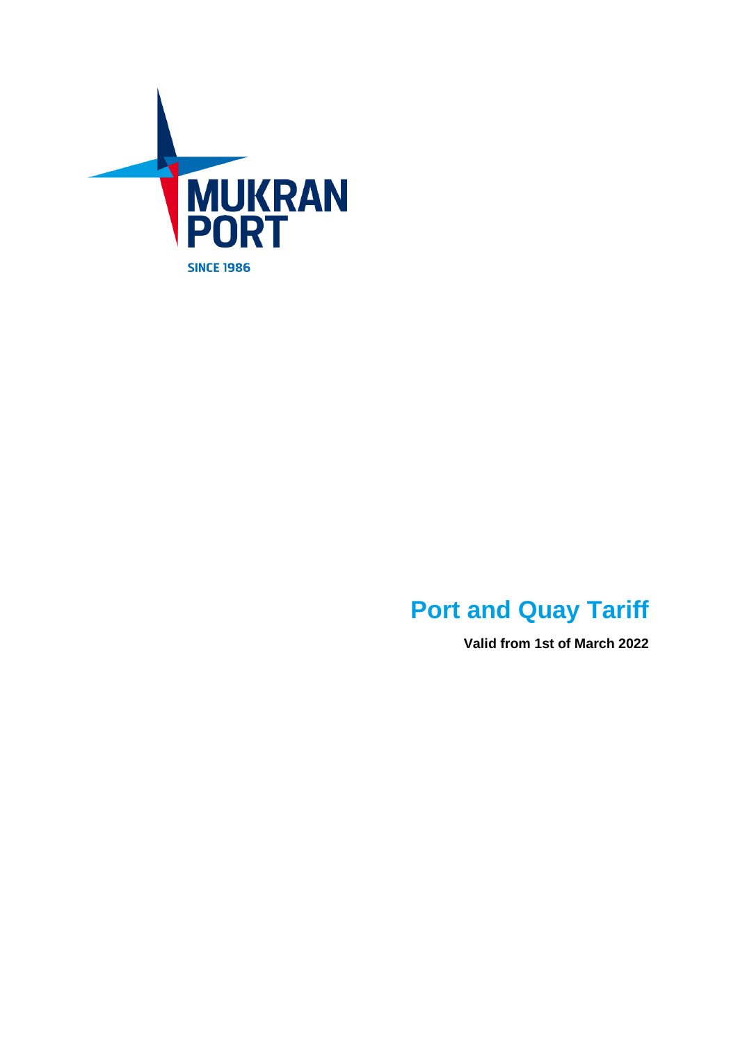MUKRAN PORT

SINCE 1986

# Port and Quay Tariff

**Valid from 1st of March 2022**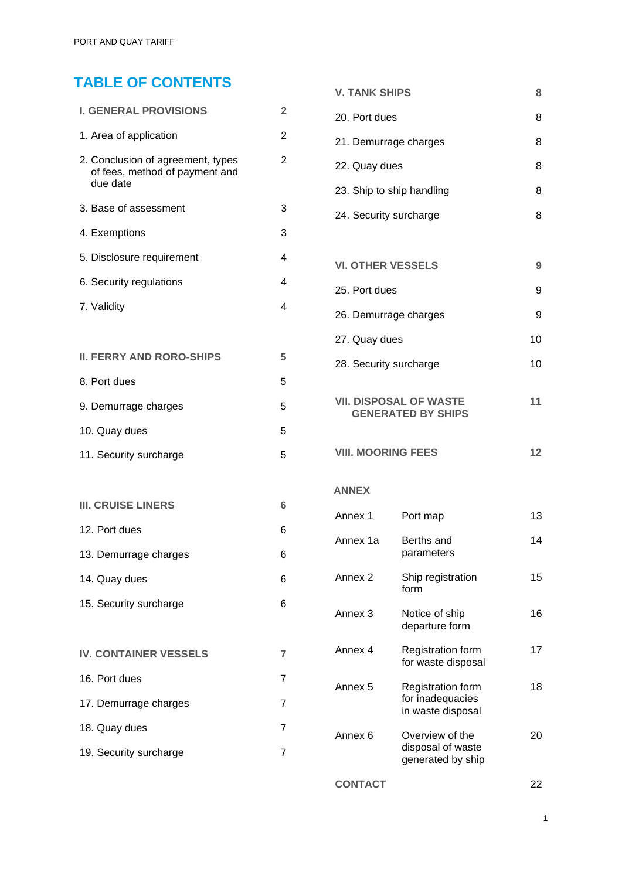# TABLE OF CONTENTS

| | |
|---|---|
| **I. GENERAL PROVISIONS** | **2** |
| 1. Area of application | 2 |
| 2. Conclusion of agreement, types of fees, method of payment and due date | 2 |
| 3. Base of assessment | 3 |
| 4. Exemptions | 3 |
| 5. Disclosure requirement | 4 |
| 6. Security regulations | 4 |
| 7. Validity | 4 |
| **II. FERRY AND RORO-SHIPS** | **5** |
| 8. Port dues | 5 |
| 9. Demurrage charges | 5 |
| 10. Quay dues | 5 |
| 11. Security surcharge | 5 |
| **III. CRUISE LINERS** | **6** |
| 12. Port dues | 6 |
| 13. Demurrage charges | 6 |
| 14. Quay dues | 6 |
| 15. Security surcharge | 6 |
| **IV. CONTAINER VESSELS** | **7** |
| 16. Port dues | 7 |
| 17. Demurrage charges | 7 |
| 18. Quay dues | 7 |
| 19. Security surcharge | 7 |
| **V. TANK SHIPS** | **8** |
| 20. Port dues | 8 |
| 21. Demurrage charges | 8 |
| 22. Quay dues | 8 |
| 23. Ship to ship handling | 8 |
| 24. Security surcharge | 8 |
| **VI. OTHER VESSELS** | **9** |
| 25. Port dues | 9 |
| 26. Demurrage charges | 9 |
| 27. Quay dues | 10 |
| 28. Security surcharge | 10 |
| **VII. DISPOSAL OF WASTE GENERATED BY SHIPS** | **11** |
| **VIII. MOORING FEES** | **12** |

**ANNEX**

| | | |
|---|---|---|
| Annex 1 | Port map | 13 |
| Annex 1a | Berths and parameters | 14 |
| Annex 2 | Ship registration form | 15 |
| Annex 3 | Notice of ship departure form | 16 |
| Annex 4 | Registration form for waste disposal | 17 |
| Annex 5 | Registration form for inadequacies in waste disposal | 18 |
| Annex 6 | Overview of the disposal of waste generated by ship | 20 |

| | |
|---|---|
| **CONTACT** | 22 |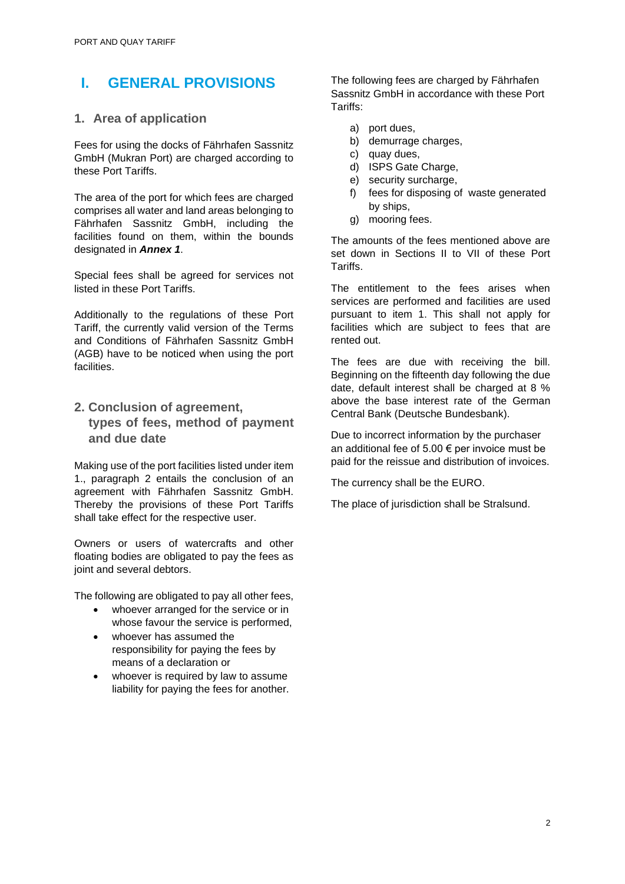# I. GENERAL PROVISIONS

## 1. Area of application

Fees for using the docks of Fährhafen Sassnitz GmbH (Mukran Port) are charged according to these Port Tariffs.

The area of the port for which fees are charged comprises all water and land areas belonging to Fährhafen Sassnitz GmbH, including the facilities found on them, within the bounds designated in ***Annex 1***.

Special fees shall be agreed for services not listed in these Port Tariffs.

Additionally to the regulations of these Port Tariff, the currently valid version of the Terms and Conditions of Fährhafen Sassnitz GmbH (AGB) have to be noticed when using the port facilities.

## 2. Conclusion of agreement, types of fees, method of payment and due date

Making use of the port facilities listed under item 1., paragraph 2 entails the conclusion of an agreement with Fährhafen Sassnitz GmbH. Thereby the provisions of these Port Tariffs shall take effect for the respective user.

Owners or users of watercrafts and other floating bodies are obligated to pay the fees as joint and several debtors.

The following are obligated to pay all other fees,

- whoever arranged for the service or in whose favour the service is performed,
- whoever has assumed the responsibility for paying the fees by means of a declaration or
- whoever is required by law to assume liability for paying the fees for another.

The following fees are charged by Fährhafen Sassnitz GmbH in accordance with these Port Tariffs:

a) port dues,
b) demurrage charges,
c) quay dues,
d) ISPS Gate Charge,
e) security surcharge,
f) fees for disposing of waste generated by ships,
g) mooring fees.

The amounts of the fees mentioned above are set down in Sections II to VII of these Port Tariffs.

The entitlement to the fees arises when services are performed and facilities are used pursuant to item 1. This shall not apply for facilities which are subject to fees that are rented out.

The fees are due with receiving the bill. Beginning on the fifteenth day following the due date, default interest shall be charged at 8 % above the base interest rate of the German Central Bank (Deutsche Bundesbank).

Due to incorrect information by the purchaser an additional fee of 5.00 € per invoice must be paid for the reissue and distribution of invoices.

The currency shall be the EURO.

The place of jurisdiction shall be Stralsund.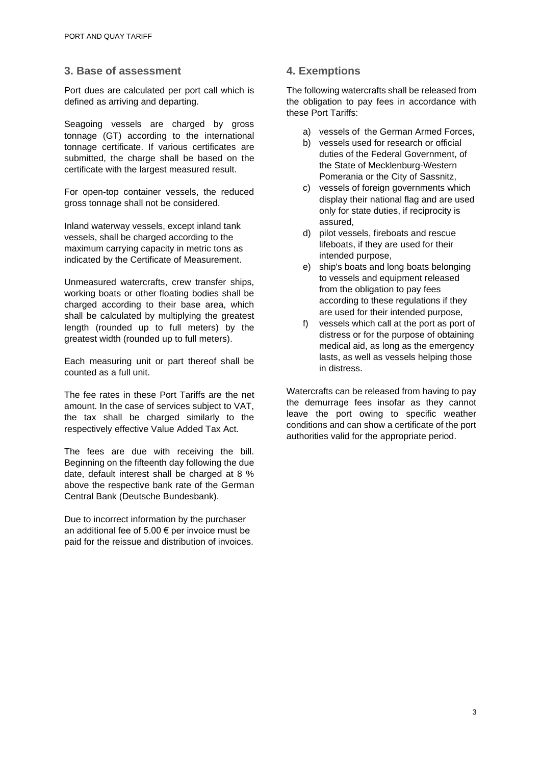## 3. Base of assessment

Port dues are calculated per port call which is defined as arriving and departing.

Seagoing vessels are charged by gross tonnage (GT) according to the international tonnage certificate. If various certificates are submitted, the charge shall be based on the certificate with the largest measured result.

For open-top container vessels, the reduced gross tonnage shall not be considered.

Inland waterway vessels, except inland tank vessels, shall be charged according to the maximum carrying capacity in metric tons as indicated by the Certificate of Measurement.

Unmeasured watercrafts, crew transfer ships, working boats or other floating bodies shall be charged according to their base area, which shall be calculated by multiplying the greatest length (rounded up to full meters) by the greatest width (rounded up to full meters).

Each measuring unit or part thereof shall be counted as a full unit.

The fee rates in these Port Tariffs are the net amount. In the case of services subject to VAT, the tax shall be charged similarly to the respectively effective Value Added Tax Act.

The fees are due with receiving the bill. Beginning on the fifteenth day following the due date, default interest shall be charged at 8 % above the respective bank rate of the German Central Bank (Deutsche Bundesbank).

Due to incorrect information by the purchaser an additional fee of 5.00 € per invoice must be paid for the reissue and distribution of invoices.

## 4. Exemptions

The following watercrafts shall be released from the obligation to pay fees in accordance with these Port Tariffs:

a) vessels of the German Armed Forces,
b) vessels used for research or official duties of the Federal Government, of the State of Mecklenburg-Western Pomerania or the City of Sassnitz,
c) vessels of foreign governments which display their national flag and are used only for state duties, if reciprocity is assured,
d) pilot vessels, fireboats and rescue lifeboats, if they are used for their intended purpose,
e) ship's boats and long boats belonging to vessels and equipment released from the obligation to pay fees according to these regulations if they are used for their intended purpose,
f) vessels which call at the port as port of distress or for the purpose of obtaining medical aid, as long as the emergency lasts, as well as vessels helping those in distress.

Watercrafts can be released from having to pay the demurrage fees insofar as they cannot leave the port owing to specific weather conditions and can show a certificate of the port authorities valid for the appropriate period.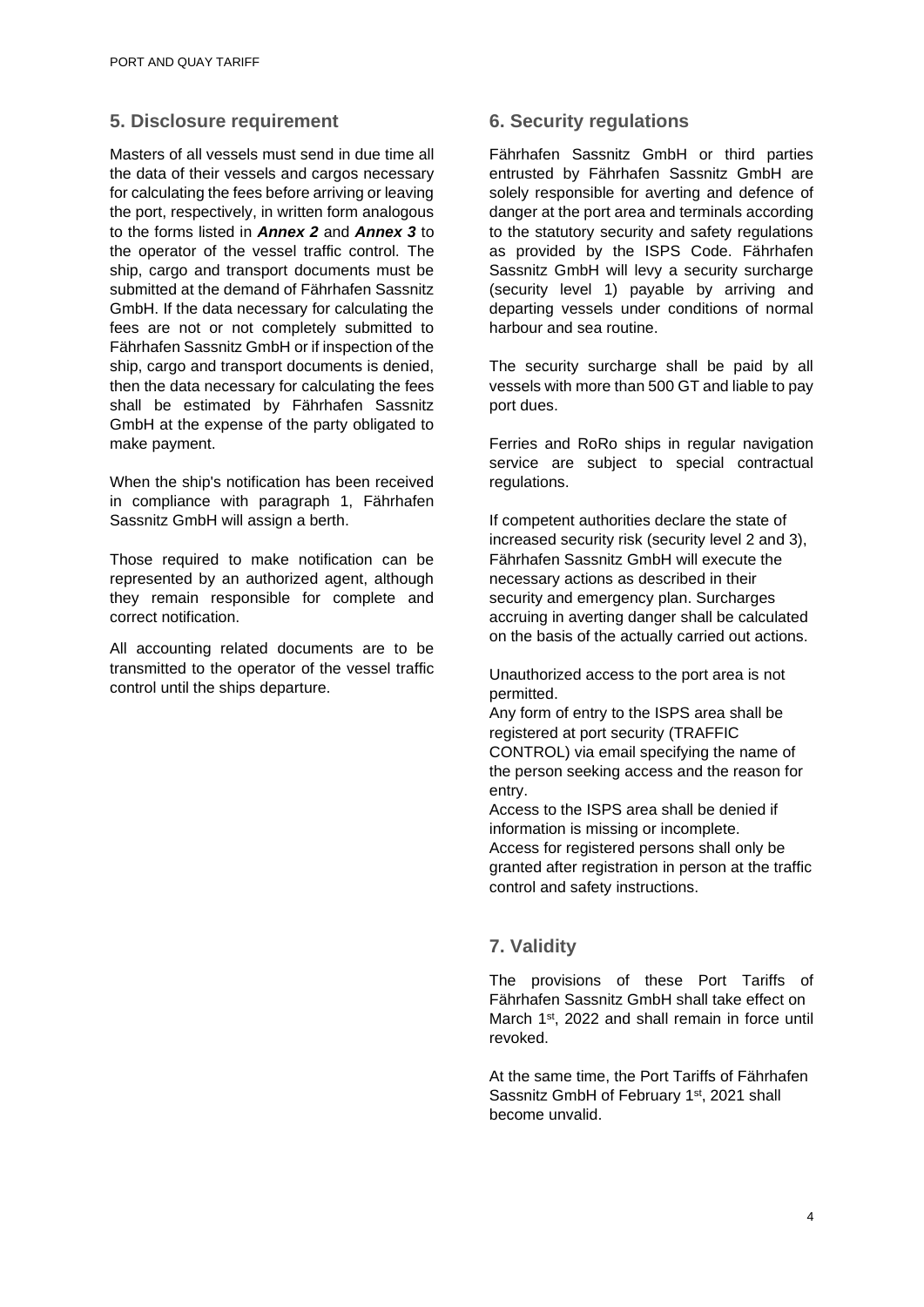## 5. Disclosure requirement

Masters of all vessels must send in due time all the data of their vessels and cargos necessary for calculating the fees before arriving or leaving the port, respectively, in written form analogous to the forms listed in ***Annex 2*** and ***Annex 3*** to the operator of the vessel traffic control. The ship, cargo and transport documents must be submitted at the demand of Fährhafen Sassnitz GmbH. If the data necessary for calculating the fees are not or not completely submitted to Fährhafen Sassnitz GmbH or if inspection of the ship, cargo and transport documents is denied, then the data necessary for calculating the fees shall be estimated by Fährhafen Sassnitz GmbH at the expense of the party obligated to make payment.

When the ship's notification has been received in compliance with paragraph 1, Fährhafen Sassnitz GmbH will assign a berth.

Those required to make notification can be represented by an authorized agent, although they remain responsible for complete and correct notification.

All accounting related documents are to be transmitted to the operator of the vessel traffic control until the ships departure.

## 6. Security regulations

Fährhafen Sassnitz GmbH or third parties entrusted by Fährhafen Sassnitz GmbH are solely responsible for averting and defence of danger at the port area and terminals according to the statutory security and safety regulations as provided by the ISPS Code. Fährhafen Sassnitz GmbH will levy a security surcharge (security level 1) payable by arriving and departing vessels under conditions of normal harbour and sea routine.

The security surcharge shall be paid by all vessels with more than 500 GT and liable to pay port dues.

Ferries and RoRo ships in regular navigation service are subject to special contractual regulations.

If competent authorities declare the state of increased security risk (security level 2 and 3), Fährhafen Sassnitz GmbH will execute the necessary actions as described in their security and emergency plan. Surcharges accruing in averting danger shall be calculated on the basis of the actually carried out actions.

Unauthorized access to the port area is not permitted.
Any form of entry to the ISPS area shall be registered at port security (TRAFFIC CONTROL) via email specifying the name of the person seeking access and the reason for entry.
Access to the ISPS area shall be denied if information is missing or incomplete.
Access for registered persons shall only be granted after registration in person at the traffic control and safety instructions.

## 7. Validity

The provisions of these Port Tariffs of Fährhafen Sassnitz GmbH shall take effect on March 1st, 2022 and shall remain in force until revoked.

At the same time, the Port Tariffs of Fährhafen Sassnitz GmbH of February 1st, 2021 shall become unvalid.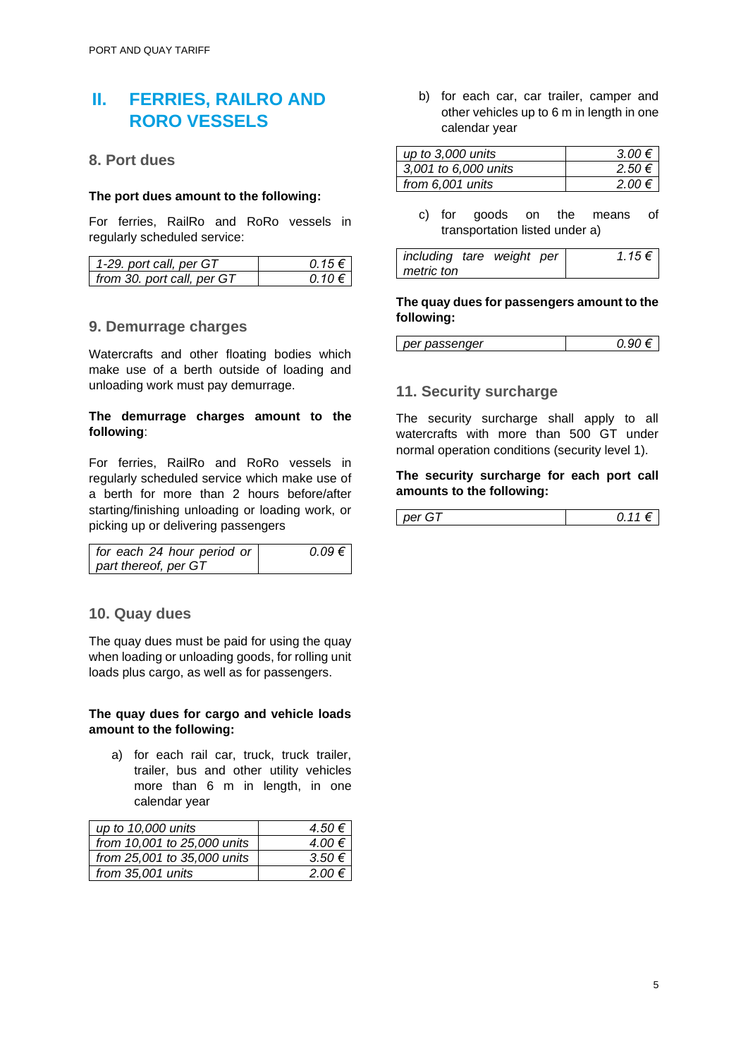## II. FERRIES, RAILRO AND RORO VESSELS

### 8. Port dues

**The port dues amount to the following:**

For ferries, RailRo and RoRo vessels in regularly scheduled service:

| | |
|---|---|
| *1-29. port call, per GT* | *0.15 €* |
| *from 30. port call, per GT* | *0.10 €* |

### 9. Demurrage charges

Watercrafts and other floating bodies which make use of a berth outside of loading and unloading work must pay demurrage.

**The demurrage charges amount to the following**:

For ferries, RailRo and RoRo vessels in regularly scheduled service which make use of a berth for more than 2 hours before/after starting/finishing unloading or loading work, or picking up or delivering passengers

| | |
|---|---|
| *for each 24 hour period or part thereof, per GT* | *0.09 €* |

### 10. Quay dues

The quay dues must be paid for using the quay when loading or unloading goods, for rolling unit loads plus cargo, as well as for passengers.

**The quay dues for cargo and vehicle loads amount to the following:**

a) for each rail car, truck, truck trailer, trailer, bus and other utility vehicles more than 6 m in length, in one calendar year

| | |
|---|---|
| *up to 10,000 units* | *4.50 €* |
| *from 10,001 to 25,000 units* | *4.00 €* |
| *from 25,001 to 35,000 units* | *3.50 €* |
| *from 35,001 units* | *2.00 €* |

b) for each car, car trailer, camper and other vehicles up to 6 m in length in one calendar year

| | |
|---|---|
| *up to 3,000 units* | *3.00 €* |
| *3,001 to 6,000 units* | *2.50 €* |
| *from 6,001 units* | *2.00 €* |

c) for goods on the means of transportation listed under a)

| | |
|---|---|
| *including tare weight per metric ton* | *1.15 €* |

**The quay dues for passengers amount to the following:**

| | |
|---|---|
| *per passenger* | *0.90 €* |

### 11. Security surcharge

The security surcharge shall apply to all watercrafts with more than 500 GT under normal operation conditions (security level 1).

**The security surcharge for each port call amounts to the following:**

| | |
|---|---|
| *per GT* | *0.11 €* |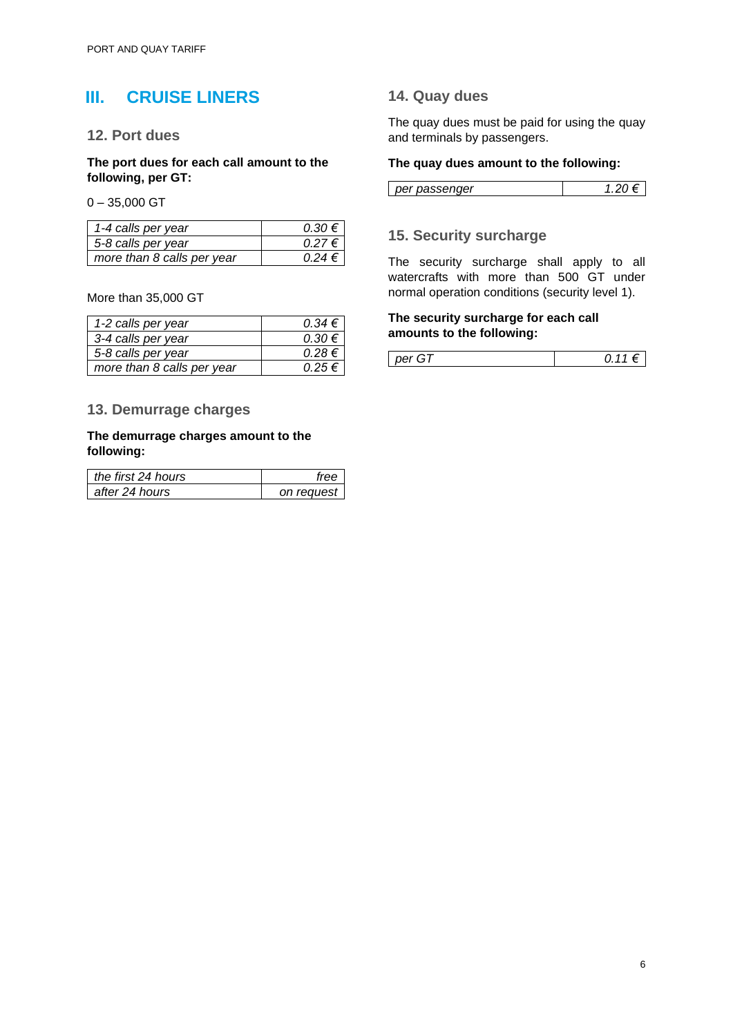# III. CRUISE LINERS

## 12. Port dues

**The port dues for each call amount to the following, per GT:**

0 – 35,000 GT

| | |
|---|---|
| *1-4 calls per year* | *0.30 €* |
| *5-8 calls per year* | *0.27 €* |
| *more than 8 calls per year* | *0.24 €* |

More than 35,000 GT

| | |
|---|---|
| *1-2 calls per year* | *0.34 €* |
| *3-4 calls per year* | *0.30 €* |
| *5-8 calls per year* | *0.28 €* |
| *more than 8 calls per year* | *0.25 €* |

## 13. Demurrage charges

**The demurrage charges amount to the following:**

| | |
|---|---|
| *the first 24 hours* | *free* |
| *after 24 hours* | *on request* |

## 14. Quay dues

The quay dues must be paid for using the quay and terminals by passengers.

**The quay dues amount to the following:**

| | |
|---|---|
| *per passenger* | *1.20 €* |

## 15. Security surcharge

The security surcharge shall apply to all watercrafts with more than 500 GT under normal operation conditions (security level 1).

**The security surcharge for each call amounts to the following:**

| | |
|---|---|
| *per GT* | *0.11 €* |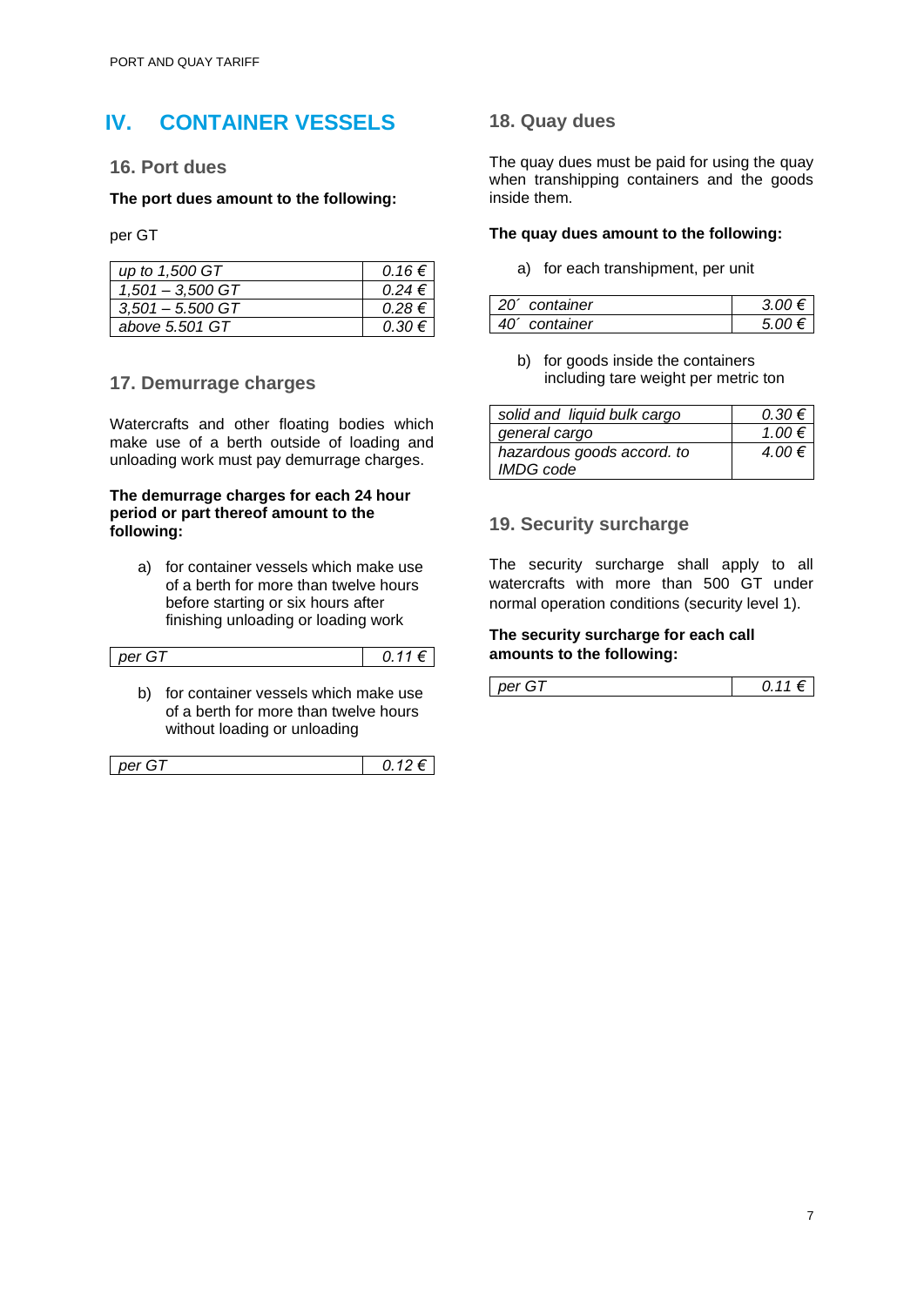# IV. CONTAINER VESSELS

## 16. Port dues

**The port dues amount to the following:**

per GT

| | |
|---|---|
| *up to 1,500 GT* | *0.16 €* |
| *1,501 – 3,500 GT* | *0.24 €* |
| *3,501 – 5.500 GT* | *0.28 €* |
| *above 5.501 GT* | *0.30 €* |

## 17. Demurrage charges

Watercrafts and other floating bodies which make use of a berth outside of loading and unloading work must pay demurrage charges.

**The demurrage charges for each 24 hour period or part thereof amount to the following:**

a) for container vessels which make use of a berth for more than twelve hours before starting or six hours after finishing unloading or loading work

| | |
|---|---|
| *per GT* | *0.11 €* |

b) for container vessels which make use of a berth for more than twelve hours without loading or unloading

| | |
|---|---|
| *per GT* | *0.12 €* |

## 18. Quay dues

The quay dues must be paid for using the quay when transhipping containers and the goods inside them.

**The quay dues amount to the following:**

a) for each transhipment, per unit

| | |
|---|---|
| *20´ container* | *3.00 €* |
| *40´ container* | *5.00 €* |

b) for goods inside the containers including tare weight per metric ton

| | |
|---|---|
| *solid and liquid bulk cargo* | *0.30 €* |
| *general cargo* | *1.00 €* |
| *hazardous goods accord. to IMDG code* | *4.00 €* |

## 19. Security surcharge

The security surcharge shall apply to all watercrafts with more than 500 GT under normal operation conditions (security level 1).

**The security surcharge for each call amounts to the following:**

| | |
|---|---|
| *per GT* | *0.11 €* |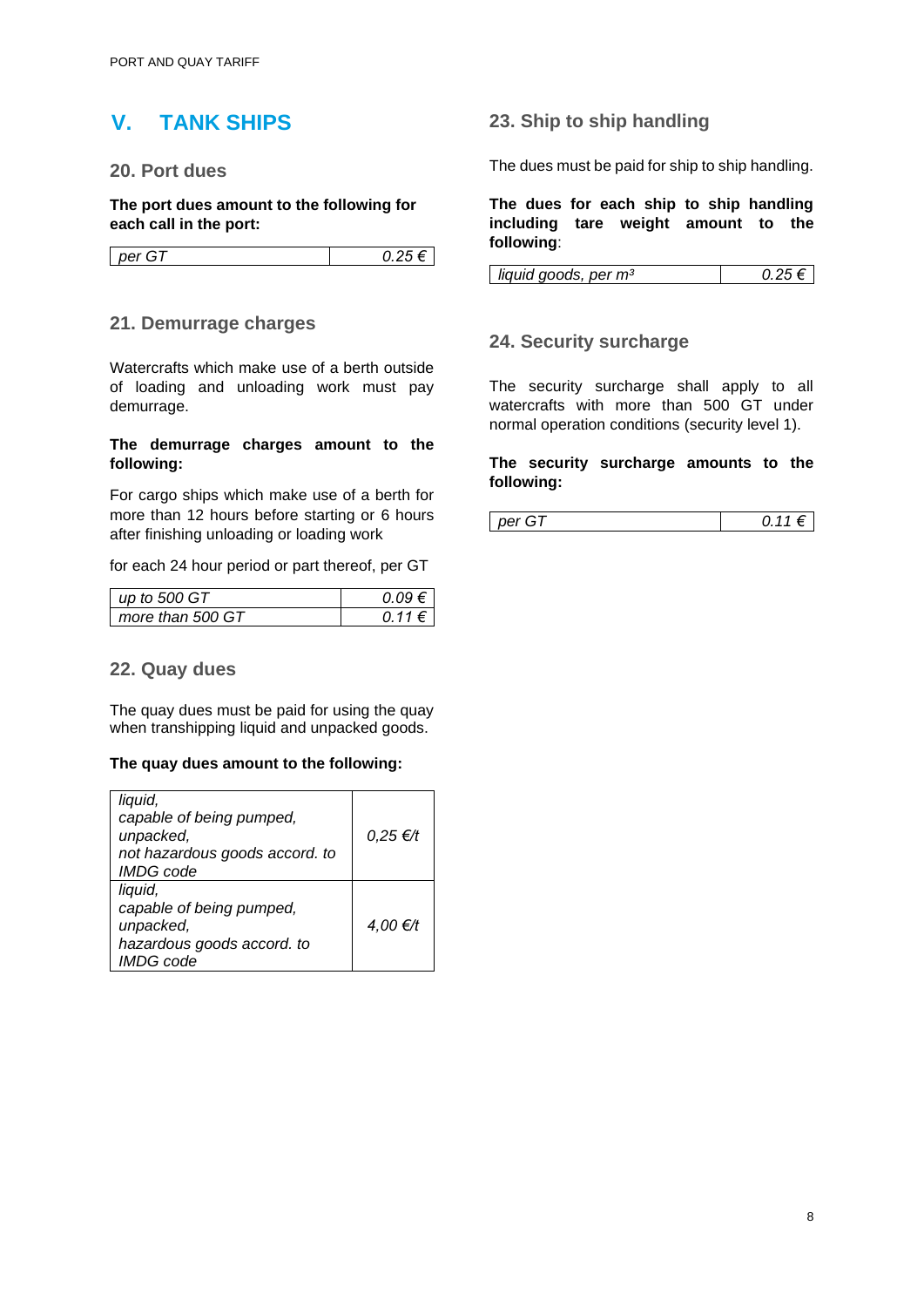# V. TANK SHIPS

## 20. Port dues

**The port dues amount to the following for each call in the port:**

| | |
|---|---|
| *per GT* | *0.25 €* |

## 21. Demurrage charges

Watercrafts which make use of a berth outside of loading and unloading work must pay demurrage.

**The demurrage charges amount to the following:**

For cargo ships which make use of a berth for more than 12 hours before starting or 6 hours after finishing unloading or loading work

for each 24 hour period or part thereof, per GT

| | |
|---|---|
| *up to 500 GT* | *0.09 €* |
| *more than 500 GT* | *0.11 €* |

## 22. Quay dues

The quay dues must be paid for using the quay when transhipping liquid and unpacked goods.

**The quay dues amount to the following:**

| | |
|---|---|
| *liquid,<br>capable of being pumped,<br>unpacked,<br>not hazardous goods accord. to IMDG code* | *0,25 €/t* |
| *liquid,<br>capable of being pumped,<br>unpacked,<br>hazardous goods accord. to IMDG code* | *4,00 €/t* |

## 23. Ship to ship handling

The dues must be paid for ship to ship handling.

**The dues for each ship to ship handling including tare weight amount to the following**:

| | |
|---|---|
| *liquid goods, per m³* | *0.25 €* |

## 24. Security surcharge

The security surcharge shall apply to all watercrafts with more than 500 GT under normal operation conditions (security level 1).

**The security surcharge amounts to the following:**

| | |
|---|---|
| *per GT* | *0.11 €* |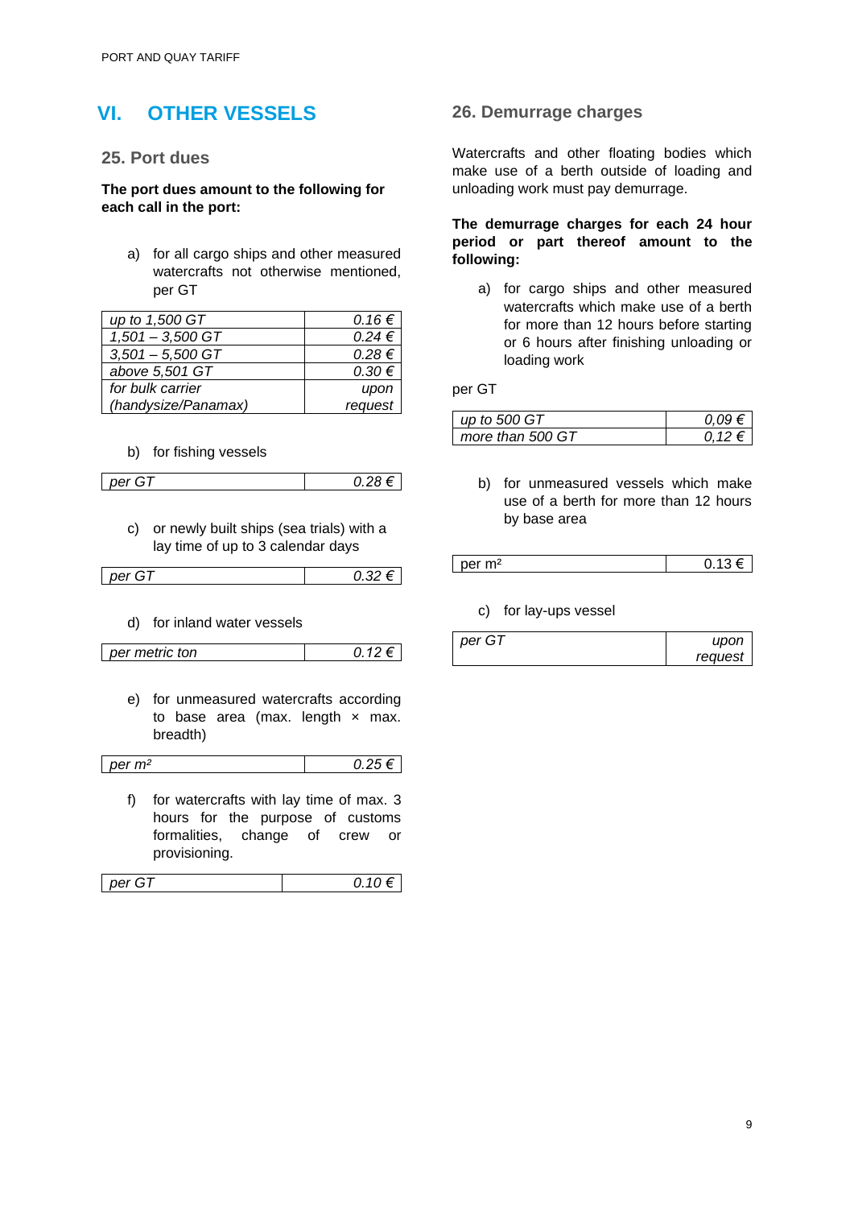# VI. OTHER VESSELS

## 25. Port dues

**The port dues amount to the following for each call in the port:**

a) for all cargo ships and other measured watercrafts not otherwise mentioned, per GT

| | |
|---|---|
| *up to 1,500 GT* | *0.16 €* |
| *1,501 – 3,500 GT* | *0.24 €* |
| *3,501 – 5,500 GT* | *0.28 €* |
| *above 5,501 GT* | *0.30 €* |
| *for bulk carrier (handysize/Panamax)* | *upon request* |

b) for fishing vessels

| | |
|---|---|
| *per GT* | *0.28 €* |

c) or newly built ships (sea trials) with a lay time of up to 3 calendar days

| | |
|---|---|
| *per GT* | *0.32 €* |

d) for inland water vessels

| | |
|---|---|
| *per metric ton* | *0.12 €* |

e) for unmeasured watercrafts according to base area (max. length × max. breadth)

| | |
|---|---|
| *per m²* | *0.25 €* |

f) for watercrafts with lay time of max. 3 hours for the purpose of customs formalities, change of crew or provisioning.

| | |
|---|---|
| *per GT* | *0.10 €* |

## 26. Demurrage charges

Watercrafts and other floating bodies which make use of a berth outside of loading and unloading work must pay demurrage.

**The demurrage charges for each 24 hour period or part thereof amount to the following:**

a) for cargo ships and other measured watercrafts which make use of a berth for more than 12 hours before starting or 6 hours after finishing unloading or loading work

per GT

| | |
|---|---|
| *up to 500 GT* | *0,09 €* |
| *more than 500 GT* | *0,12 €* |

b) for unmeasured vessels which make use of a berth for more than 12 hours by base area

| | |
|---|---|
| per m² | 0.13 € |

c) for lay-ups vessel

| | |
|---|---|
| *per GT* | *upon request* |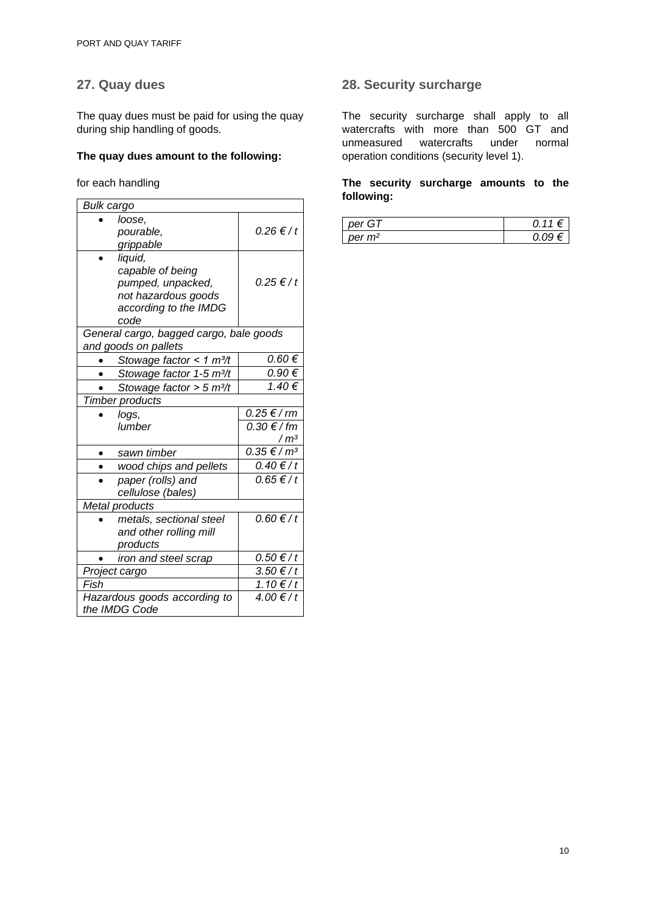## 27. Quay dues

The quay dues must be paid for using the quay during ship handling of goods.

**The quay dues amount to the following:**

for each handling

| | |
|---|---|
| *Bulk cargo* | |
| • *loose, pourable, grippable* | *0.26 € / t* |
| • *liquid, capable of being pumped, unpacked, not hazardous goods according to the IMDG code* | *0.25 € / t* |
| *General cargo, bagged cargo, bale goods and goods on pallets* | |
| • *Stowage factor < 1 m³/t* | *0.60 €* |
| • *Stowage factor 1-5 m³/t* | *0.90 €* |
| • *Stowage factor > 5 m³/t* | *1.40 €* |
| *Timber products* | |
| • *logs, lumber* | *0.25 € / rm* <br> *0.30 € / fm / m³* |
| • *sawn timber* | *0.35 € / m³* |
| • *wood chips and pellets* | *0.40 € / t* |
| • *paper (rolls) and cellulose (bales)* | *0.65 € / t* |
| *Metal products* | |
| • *metals, sectional steel and other rolling mill products* | *0.60 € / t* |
| • *iron and steel scrap* | *0.50 € / t* |
| *Project cargo* | *3.50 € / t* |
| *Fish* | *1.10 € / t* |
| *Hazardous goods according to the IMDG Code* | *4.00 € / t* |

## 28. Security surcharge

The security surcharge shall apply to all watercrafts with more than 500 GT and unmeasured watercrafts under normal operation conditions (security level 1).

**The security surcharge amounts to the following:**

| | |
|---|---|
| *per GT* | *0.11 €* |
| *per m²* | *0.09 €* |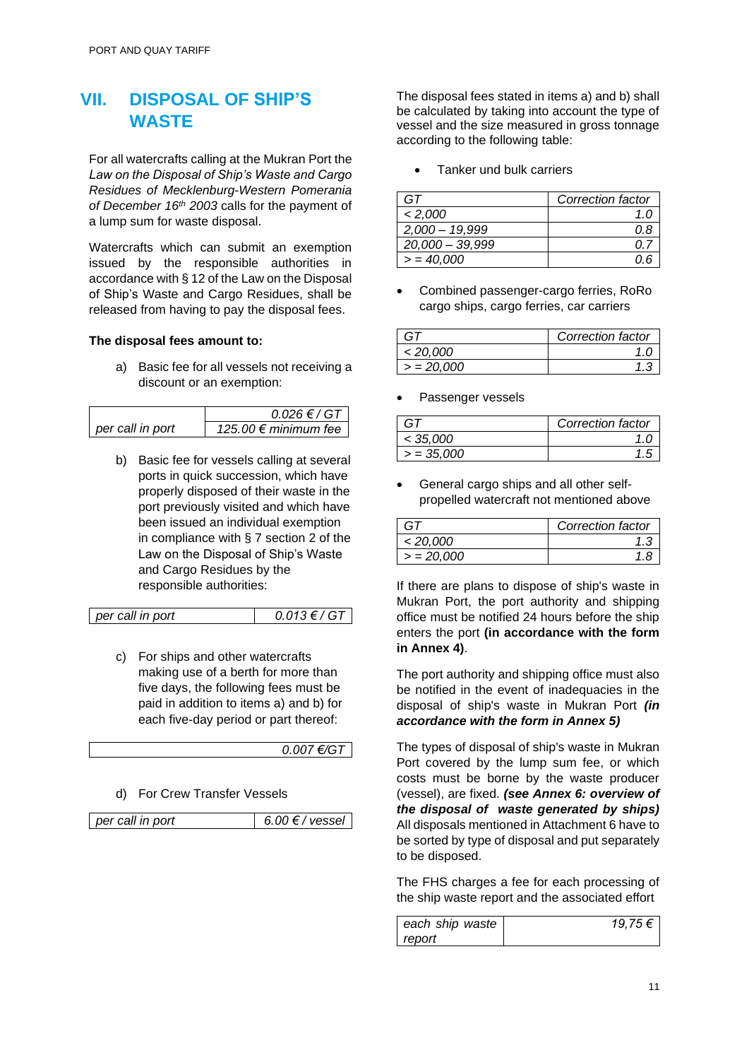## VII. DISPOSAL OF SHIP'S WASTE

For all watercrafts calling at the Mukran Port the *Law on the Disposal of Ship's Waste and Cargo Residues of Mecklenburg-Western Pomerania of December 16th 2003* calls for the payment of a lump sum for waste disposal.

Watercrafts which can submit an exemption issued by the responsible authorities in accordance with § 12 of the Law on the Disposal of Ship's Waste and Cargo Residues, shall be released from having to pay the disposal fees.

**The disposal fees amount to:**

a) Basic fee for all vessels not receiving a discount or an exemption:

| | |
|---|---|
| *per call in port* | *0.026 € / GT* |
| | *125.00 € minimum fee* |

b) Basic fee for vessels calling at several ports in quick succession, which have properly disposed of their waste in the port previously visited and which have been issued an individual exemption in compliance with § 7 section 2 of the Law on the Disposal of Ship's Waste and Cargo Residues by the responsible authorities:

| | |
|---|---|
| *per call in port* | *0.013 € / GT* |

c) For ships and other watercrafts making use of a berth for more than five days, the following fees must be paid in addition to items a) and b) for each five-day period or part thereof:

| |
|---|
| *0.007 €/GT* |

d) For Crew Transfer Vessels

| | |
|---|---|
| *per call in port* | *6.00 € / vessel* |

The disposal fees stated in items a) and b) shall be calculated by taking into account the type of vessel and the size measured in gross tonnage according to the following table:

- Tanker und bulk carriers

| *GT* | *Correction factor* |
|---|---|
| *< 2,000* | *1.0* |
| *2,000 – 19,999* | *0.8* |
| *20,000 – 39,999* | *0.7* |
| *> = 40,000* | *0.6* |

- Combined passenger-cargo ferries, RoRo cargo ships, cargo ferries, car carriers

| *GT* | *Correction factor* |
|---|---|
| *< 20,000* | *1.0* |
| *> = 20,000* | *1.3* |

- Passenger vessels

| *GT* | *Correction factor* |
|---|---|
| *< 35,000* | *1.0* |
| *> = 35,000* | *1.5* |

- General cargo ships and all other self-propelled watercraft not mentioned above

| *GT* | *Correction factor* |
|---|---|
| *< 20,000* | *1.3* |
| *> = 20,000* | *1.8* |

If there are plans to dispose of ship's waste in Mukran Port, the port authority and shipping office must be notified 24 hours before the ship enters the port **(in accordance with the form in Annex 4)**.

The port authority and shipping office must also be notified in the event of inadequacies in the disposal of ship's waste in Mukran Port ***(in accordance with the form in Annex 5)***

The types of disposal of ship's waste in Mukran Port covered by the lump sum fee, or which costs must be borne by the waste producer (vessel), are fixed. ***(see Annex 6: overview of the disposal of waste generated by ships)*** All disposals mentioned in Attachment 6 have to be sorted by type of disposal and put separately to be disposed.

The FHS charges a fee for each processing of the ship waste report and the associated effort

| | |
|---|---|
| *each ship waste report* | *19,75 €* |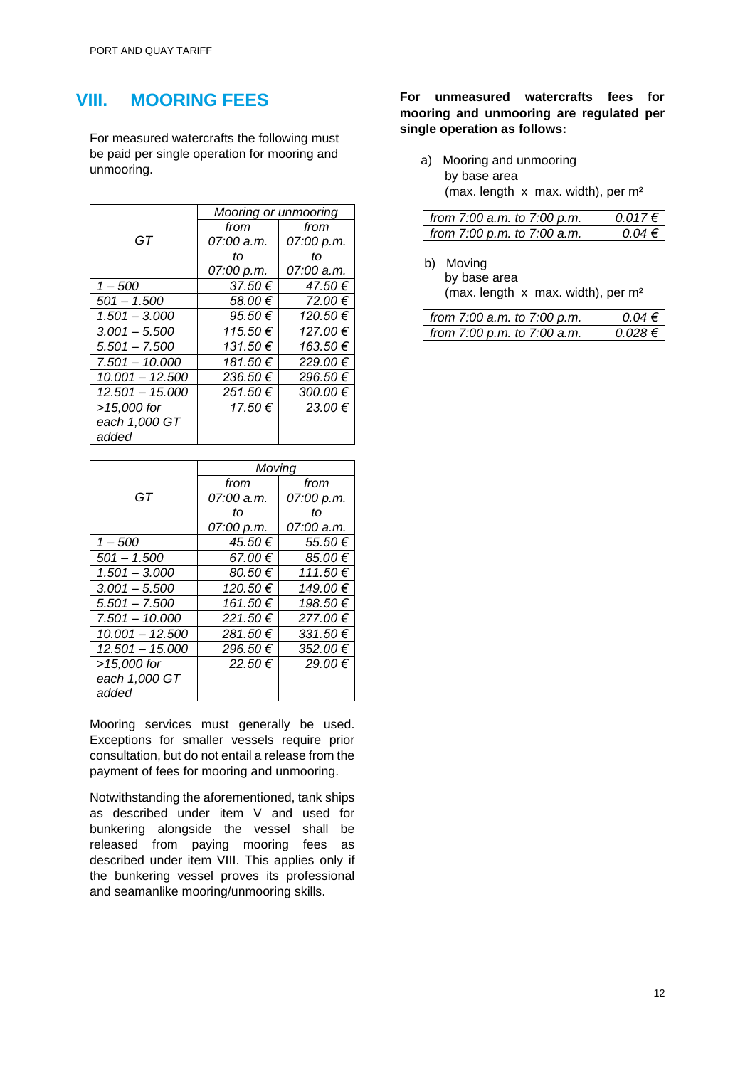## VIII. MOORING FEES

For measured watercrafts the following must be paid per single operation for mooring and unmooring.

| GT | Mooring or unmooring | |
|---|---|---|
| | *from 07:00 a.m. to 07:00 p.m.* | *from 07:00 p.m. to 07:00 a.m.* |
| *1 – 500* | *37.50 €* | *47.50 €* |
| *501 – 1.500* | *58.00 €* | *72.00 €* |
| *1.501 – 3.000* | *95.50 €* | *120.50 €* |
| *3.001 – 5.500* | *115.50 €* | *127.00 €* |
| *5.501 – 7.500* | *131.50 €* | *163.50 €* |
| *7.501 – 10.000* | *181.50 €* | *229.00 €* |
| *10.001 – 12.500* | *236.50 €* | *296.50 €* |
| *12.501 – 15.000* | *251.50 €* | *300.00 €* |
| *>15,000 for each 1,000 GT added* | *17.50 €* | *23.00 €* |

| GT | Moving | |
|---|---|---|
| | *from 07:00 a.m. to 07:00 p.m.* | *from 07:00 p.m. to 07:00 a.m.* |
| *1 – 500* | *45.50 €* | *55.50 €* |
| *501 – 1.500* | *67.00 €* | *85.00 €* |
| *1.501 – 3.000* | *80.50 €* | *111.50 €* |
| *3.001 – 5.500* | *120.50 €* | *149.00 €* |
| *5.501 – 7.500* | *161.50 €* | *198.50 €* |
| *7.501 – 10.000* | *221.50 €* | *277.00 €* |
| *10.001 – 12.500* | *281.50 €* | *331.50 €* |
| *12.501 – 15.000* | *296.50 €* | *352.00 €* |
| *>15,000 for each 1,000 GT added* | *22.50 €* | *29.00 €* |

Mooring services must generally be used. Exceptions for smaller vessels require prior consultation, but do not entail a release from the payment of fees for mooring and unmooring.

Notwithstanding the aforementioned, tank ships as described under item V and used for bunkering alongside the vessel shall be released from paying mooring fees as described under item VIII. This applies only if the bunkering vessel proves its professional and seamanlike mooring/unmooring skills.

**For unmeasured watercrafts fees for mooring and unmooring are regulated per single operation as follows:**

a) Mooring and unmooring
by base area
(max. length x max. width), per m²

| | |
|---|---|
| *from 7:00 a.m. to 7:00 p.m.* | *0.017 €* |
| *from 7:00 p.m. to 7:00 a.m.* | *0.04 €* |

b) Moving
by base area
(max. length x max. width), per m²

| | |
|---|---|
| *from 7:00 a.m. to 7:00 p.m.* | *0.04 €* |
| *from 7:00 p.m. to 7:00 a.m.* | *0.028 €* |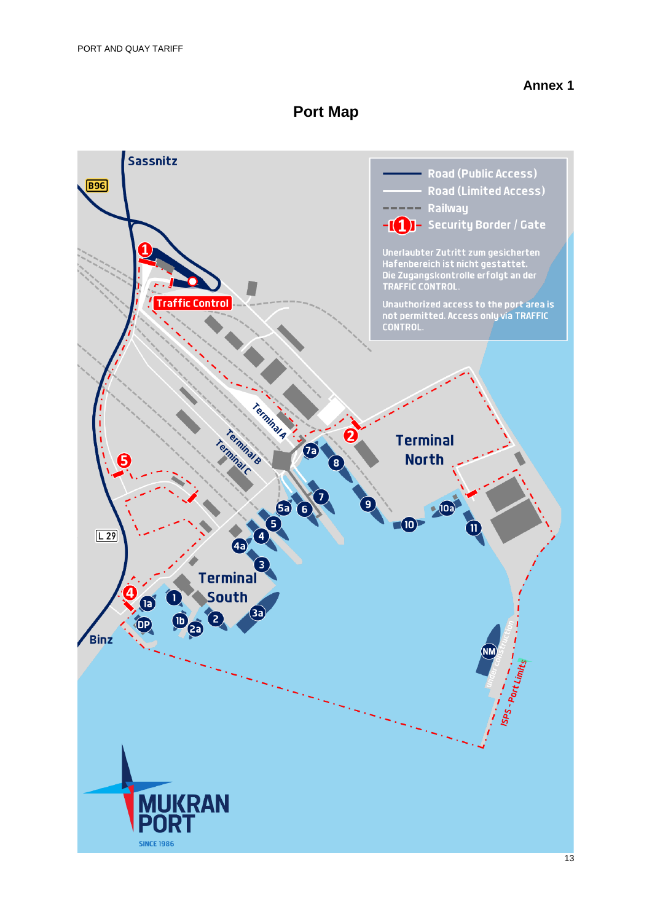**Annex 1**

# Port Map

Sassnitz

B96

- Road (Public Access)
- Road (Limited Access)
- Railway
- Security Border / Gate

Unerlaubter Zutritt zum gesicherten Hafenbereich ist nicht gestattet. Die Zugangskontrolle erfolgt an der TRAFFIC CONTROL.

Unauthorized access to the port area is not permitted. Access only via TRAFFIC CONTROL.

Traffic Control

Terminal A

Terminal B

Terminal C

Terminal North

Terminal South

L 29

Binz

under construction

ISPS - Port Limits

1, 2, 4, 5

1, 1a, 1b, 2, 2a, 3, 3a, 4, 4a, 5, 5a, 6, 7, 7a, 8, 9, 10, 10a, 11, DP, NM

MUKRAN PORT

SINCE 1986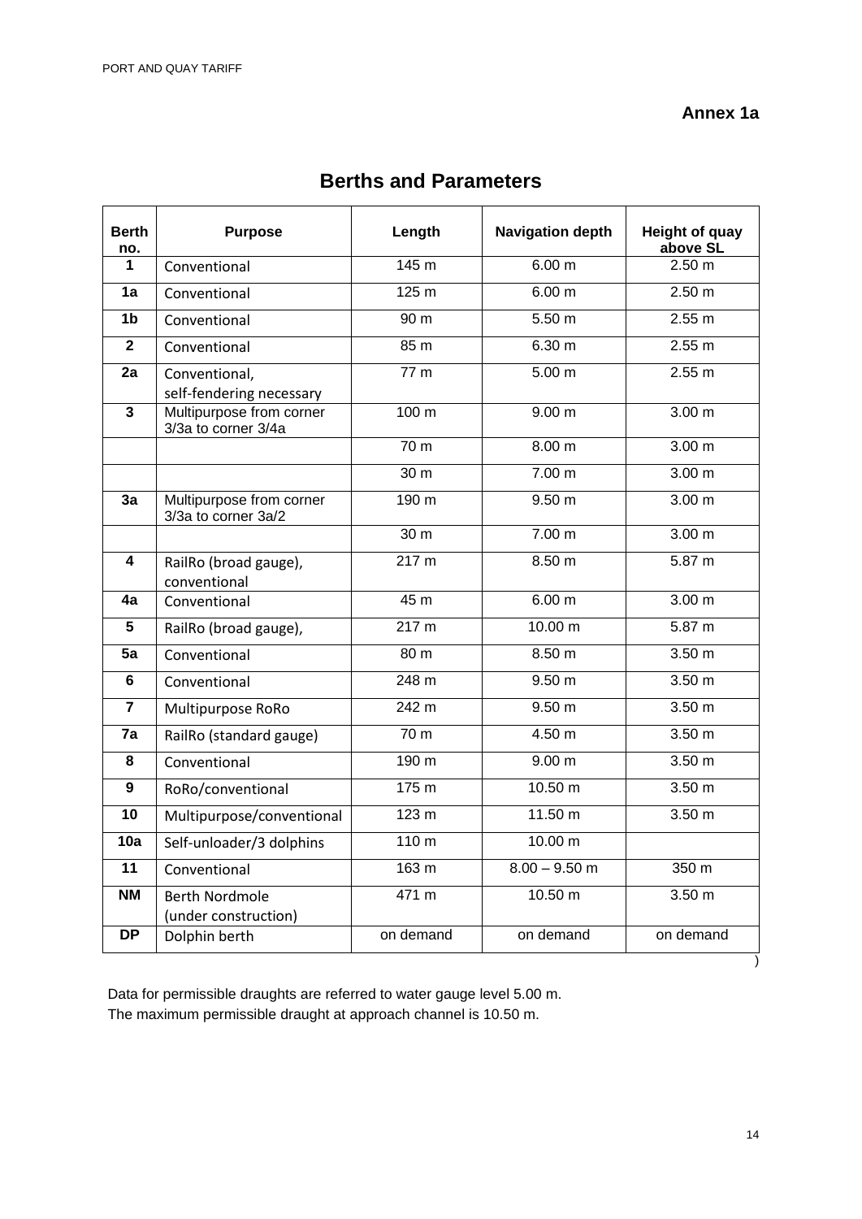**Annex 1a**

## Berths and Parameters

| Berth no. | Purpose | Length | Navigation depth | Height of quay above SL |
|---|---|---|---|---|
| 1 | Conventional | 145 m | 6.00 m | 2.50 m |
| 1a | Conventional | 125 m | 6.00 m | 2.50 m |
| 1b | Conventional | 90 m | 5.50 m | 2.55 m |
| 2 | Conventional | 85 m | 6.30 m | 2.55 m |
| 2a | Conventional, self-fendering necessary | 77 m | 5.00 m | 2.55 m |
| 3 | Multipurpose from corner 3/3a to corner 3/4a | 100 m | 9.00 m | 3.00 m |
| | | 70 m | 8.00 m | 3.00 m |
| | | 30 m | 7.00 m | 3.00 m |
| 3a | Multipurpose from corner 3/3a to corner 3a/2 | 190 m | 9.50 m | 3.00 m |
| | | 30 m | 7.00 m | 3.00 m |
| 4 | RailRo (broad gauge), conventional | 217 m | 8.50 m | 5.87 m |
| 4a | Conventional | 45 m | 6.00 m | 3.00 m |
| 5 | RailRo (broad gauge), | 217 m | 10.00 m | 5.87 m |
| 5a | Conventional | 80 m | 8.50 m | 3.50 m |
| 6 | Conventional | 248 m | 9.50 m | 3.50 m |
| 7 | Multipurpose RoRo | 242 m | 9.50 m | 3.50 m |
| 7a | RailRo (standard gauge) | 70 m | 4.50 m | 3.50 m |
| 8 | Conventional | 190 m | 9.00 m | 3.50 m |
| 9 | RoRo/conventional | 175 m | 10.50 m | 3.50 m |
| 10 | Multipurpose/conventional | 123 m | 11.50 m | 3.50 m |
| 10a | Self-unloader/3 dolphins | 110 m | 10.00 m | |
| 11 | Conventional | 163 m | 8.00 – 9.50 m | 350 m |
| NM | Berth Nordmole (under construction) | 471 m | 10.50 m | 3.50 m |
| DP | Dolphin berth | on demand | on demand | on demand |

Data for permissible draughts are referred to water gauge level 5.00 m.
The maximum permissible draught at approach channel is 10.50 m.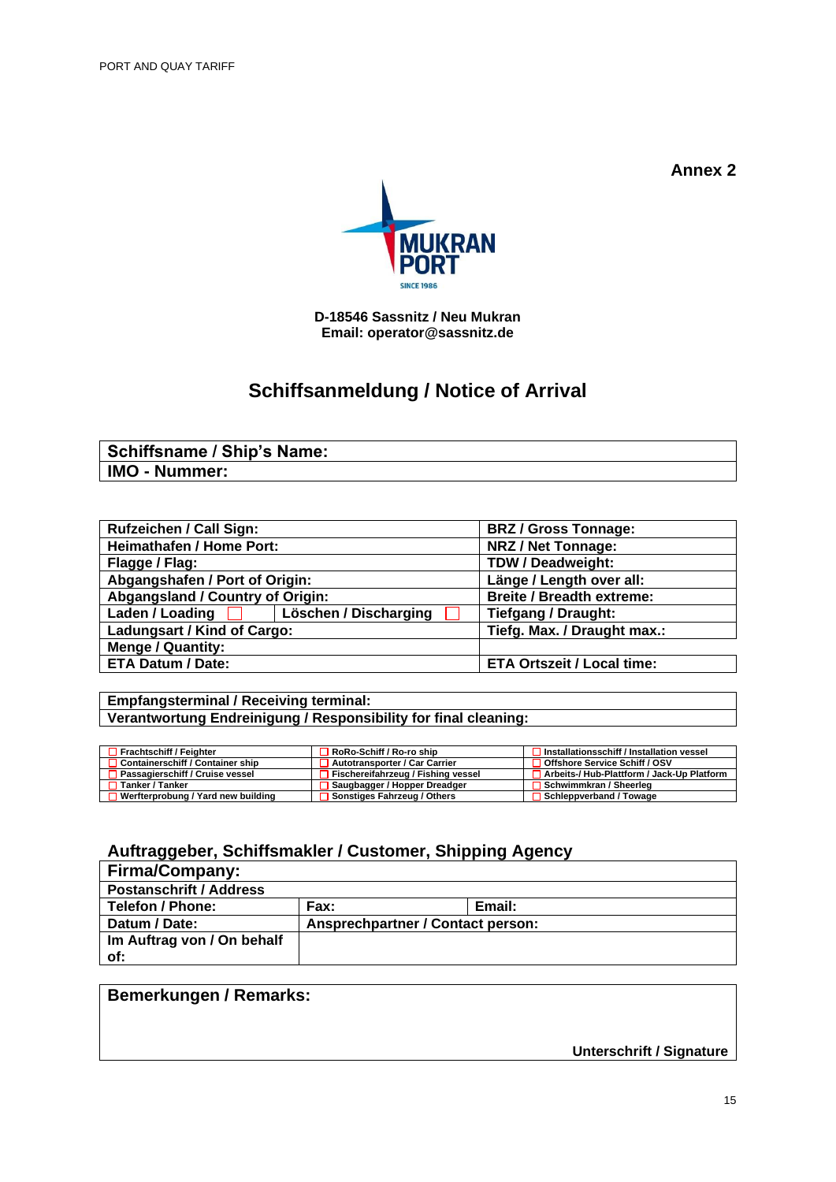**Annex 2**

**MUKRAN PORT**
SINCE 1986

**D-18546 Sassnitz / Neu Mukran**
**Email: operator@sassnitz.de**

# Schiffsanmeldung / Notice of Arrival

| **Schiffsname / Ship's Name:** |
|---|
| **IMO - Nummer:** |

| | | |
|---|---|---|
| **Rufzeichen / Call Sign:** | | **BRZ / Gross Tonnage:** |
| **Heimathafen / Home Port:** | | **NRZ / Net Tonnage:** |
| **Flagge / Flag:** | | **TDW / Deadweight:** |
| **Abgangshafen / Port of Origin:** | | **Länge / Length over all:** |
| **Abgangsland / Country of Origin:** | | **Breite / Breadth extreme:** |
| **Laden / Loading** ☐ | **Löschen / Discharging** ☐ | **Tiefgang / Draught:** |
| **Ladungsart / Kind of Cargo:** | | **Tiefg. Max. / Draught max.:** |
| **Menge / Quantity:** | | |
| **ETA Datum / Date:** | | **ETA Ortszeit / Local time:** |

| **Empfangsterminal / Receiving terminal:** |
|---|
| **Verantwortung Endreinigung / Responsibility for final cleaning:** |

| | | |
|---|---|---|
| ☐ Frachtschiff / Feighter | ☐ RoRo-Schiff / Ro-ro ship | ☐ Installationsschiff / Installation vessel |
| ☐ Containerschiff / Container ship | ☐ Autotransporter / Car Carrier | ☐ Offshore Service Schiff / OSV |
| ☐ Passagierschiff / Cruise vessel | ☐ Fischereifahrzeug / Fishing vessel | ☐ Arbeits-/ Hub-Plattform / Jack-Up Platform |
| ☐ Tanker / Tanker | ☐ Saugbagger / Hopper Dreadger | ☐ Schwimmkran / Sheerleg |
| ☐ Werfterprobung / Yard new building | ☐ Sonstiges Fahrzeug / Others | ☐ Schleppverband / Towage |

## Auftraggeber, Schiffsmakler / Customer, Shipping Agency

| | | |
|---|---|---|
| **Firma/Company:** | | |
| **Postanschrift / Address** | | |
| **Telefon / Phone:** | **Fax:** | **Email:** |
| **Datum / Date:** | **Ansprechpartner / Contact person:** | |
| **Im Auftrag von / On behalf of:** | | |

| **Bemerkungen / Remarks:** |
|---|
| **Unterschrift / Signature** |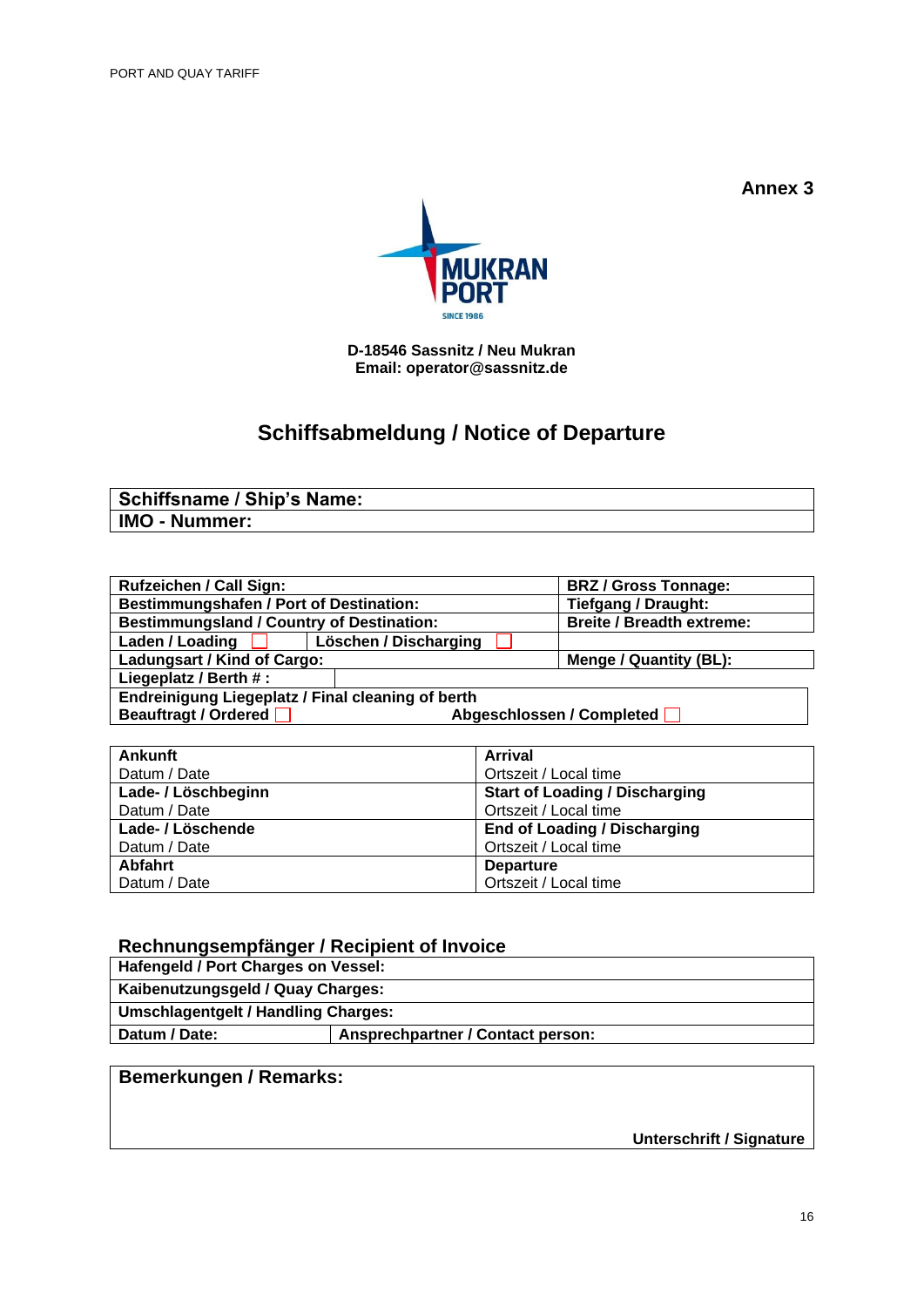**Annex 3**

**D-18546 Sassnitz / Neu Mukran**
**Email: operator@sassnitz.de**

# Schiffsabmeldung / Notice of Departure

| **Schiffsname / Ship's Name:** |
|---|
| **IMO - Nummer:** |

| | | |
|---|---|---|
| **Rufzeichen / Call Sign:** | | **BRZ / Gross Tonnage:** |
| **Bestimmungshafen / Port of Destination:** | | **Tiefgang / Draught:** |
| **Bestimmungsland / Country of Destination:** | | **Breite / Breadth extreme:** |
| **Laden / Loading** ☐ | **Löschen / Discharging** ☐ | |
| **Ladungsart / Kind of Cargo:** | | **Menge / Quantity (BL):** |
| **Liegeplatz / Berth # :** | | |

| |
|---|
| **Endreinigung Liegeplatz / Final cleaning of berth** |
| **Beauftragt / Ordered** ☐ **Abgeschlossen / Completed** ☐ |

| | |
|---|---|
| **Ankunft**<br>Datum / Date | **Arrival**<br>Ortszeit / Local time |
| **Lade- / Löschbeginn**<br>Datum / Date | **Start of Loading / Discharging**<br>Ortszeit / Local time |
| **Lade- / Löschende**<br>Datum / Date | **End of Loading / Discharging**<br>Ortszeit / Local time |
| **Abfahrt**<br>Datum / Date | **Departure**<br>Ortszeit / Local time |

## Rechnungsempfänger / Recipient of Invoice

| | |
|---|---|
| **Hafengeld / Port Charges on Vessel:** | |
| **Kaibenutzungsgeld / Quay Charges:** | |
| **Umschlagentgelt / Handling Charges:** | |
| **Datum / Date:** | **Ansprechpartner / Contact person:** |

| |
|---|
| **Bemerkungen / Remarks:** |
| **Unterschrift / Signature** |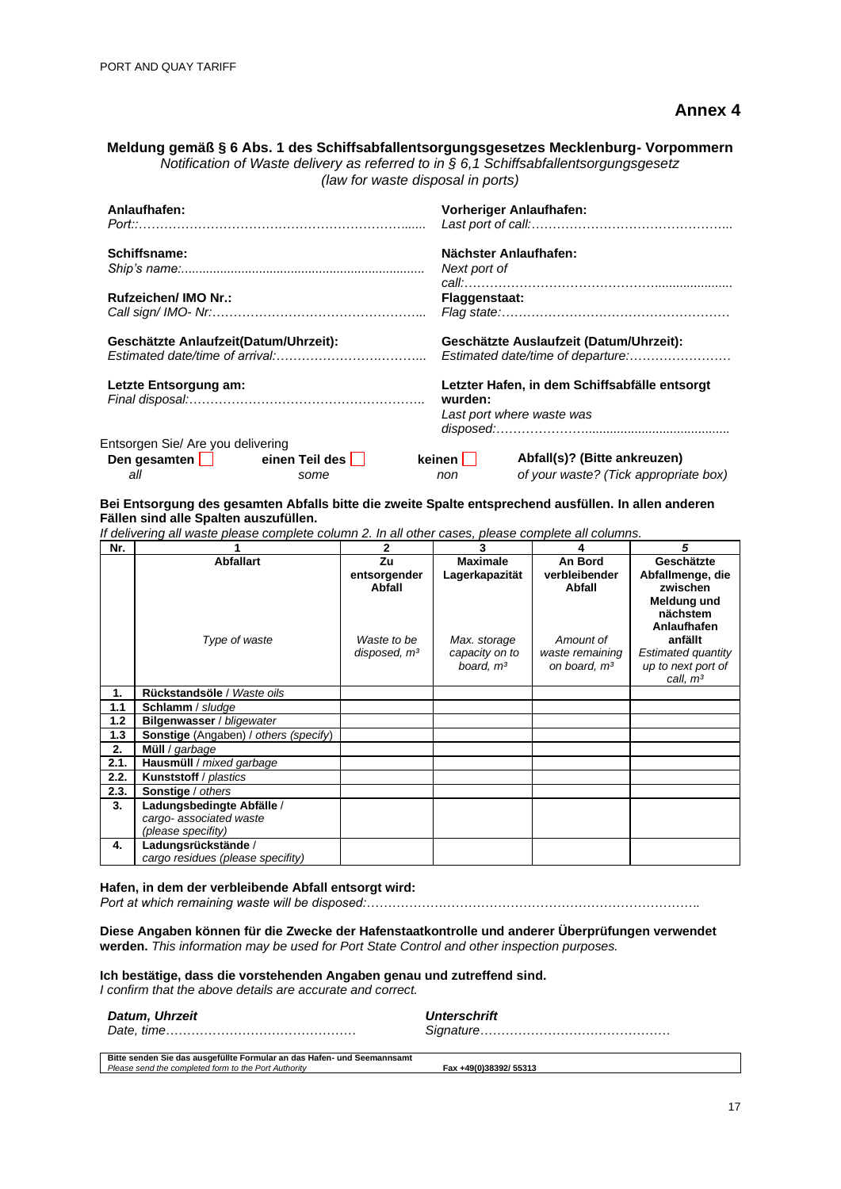# Annex 4

**Meldung gemäß § 6 Abs. 1 des Schiffsabfallentsorgungsgesetzes Mecklenburg- Vorpommern**
*Notification of Waste delivery as referred to in § 6,1 Schiffsabfallentsorgungsgesetz (law for waste disposal in ports)*

**Anlaufhafen:**
*Port::*…………………………………………………………......

**Vorheriger Anlaufhafen:**
*Last port of call:*………………………………………..

**Schiffsname:**
*Ship's name:*...................................................................

**Nächster Anlaufhafen:**
*Next port of call:*……………………………………….....................

**Rufzeichen/ IMO Nr.:**
*Call sign/ IMO- Nr:*……………………………………………..

**Flaggenstaat:**
*Flag state:*………………………………………………

**Geschätzte Anlaufzeit(Datum/Uhrzeit):**
*Estimated date/time of arrival:*……………………………..

**Geschätzte Auslaufzeit (Datum/Uhrzeit):**
*Estimated date/time of departure:*……………………

**Letzte Entsorgung am:**
*Final disposal:*………………………………………………..

**Letzter Hafen, in dem Schiffsabfälle entsorgt wurden:**
*Last port where waste was disposed:*…………………......................................

Entsorgen Sie/ Are you delivering

**Den gesamten** ☐ *all* **einen Teil des** ☐ *some* **keinen** ☐ *non* **Abfall(s)? (Bitte ankreuzen)** *of your waste? (Tick appropriate box)*

**Bei Entsorgung des gesamten Abfalls bitte die zweite Spalte entsprechend ausfüllen. In allen anderen Fällen sind alle Spalten auszufüllen.**
*If delivering all waste please complete column 2. In all other cases, please complete all columns.*

| Nr. | 1 | 2 | 3 | 4 | 5 |
|---|---|---|---|---|---|
| | **Abfallart** <br> *Type of waste* | **Zu entsorgender Abfall** <br> *Waste to be disposed, $m^3$* | **Maximale Lagerkapazität** <br> *Max. storage capacity on to board, $m^3$* | **An Bord verbleibender Abfall** <br> *Amount of waste remaining on board, $m^3$* | **Geschätzte Abfallmenge, die zwischen Meldung und nächstem Anlaufhafen anfällt** <br> *Estimated quantity up to next port of call, $m^3$* |
| **1.** | **Rückstandsöle** / *Waste oils* | | | | |
| **1.1** | **Schlamm** / *sludge* | | | | |
| **1.2** | **Bilgenwasser** / *bligewater* | | | | |
| **1.3** | **Sonstige** (Angaben) / *others (specify)* | | | | |
| **2.** | **Müll** / *garbage* | | | | |
| **2.1.** | **Hausmüll** / *mixed garbage* | | | | |
| **2.2.** | **Kunststoff** / *plastics* | | | | |
| **2.3.** | **Sonstige** / *others* | | | | |
| **3.** | **Ladungsbedingte Abfälle** / *cargo- associated waste (please specifity)* | | | | |
| **4.** | **Ladungsrückstände** / *cargo residues (please specifity)* | | | | |

**Hafen, in dem der verbleibende Abfall entsorgt wird:**
*Port at which remaining waste will be disposed:*……………………………………………………………………..

**Diese Angaben können für die Zwecke der Hafenstaatkontrolle und anderer Überprüfungen verwendet werden.** *This information may be used for Port State Control and other inspection purposes.*

**Ich bestätige, dass die vorstehenden Angaben genau und zutreffend sind.**
*I confirm that the above details are accurate and correct.*

***Datum, Uhrzeit***
*Date, time*………………………………………

***Unterschrift***
*Signature*………………………………………

**Bitte senden Sie das ausgefüllte Formular an das Hafen- und Seemannsamt**
*Please send the completed form to the Port Authority* **Fax +49(0)38392/ 55313**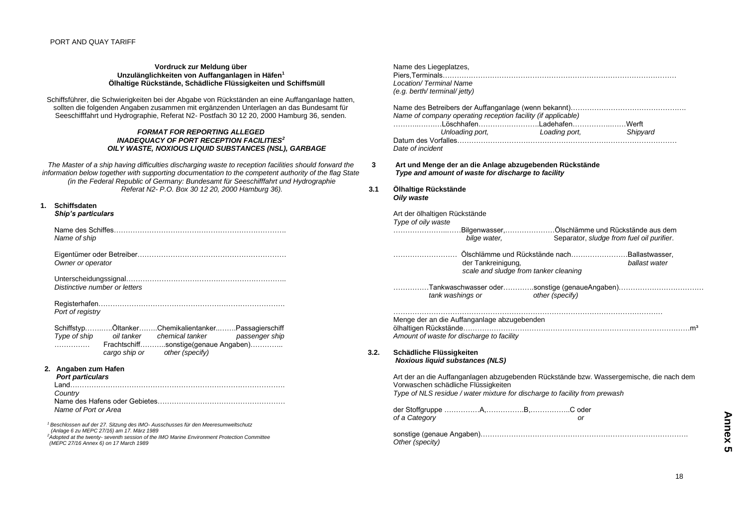**Vordruck zur Meldung über**
**Unzulänglichkeiten von Auffanganlagen in Häfen[1]**
**Ölhaltige Rückstände, Schädliche Flüssigkeiten und Schiffsmüll**

Schiffsführer, die Schwierigkeiten bei der Abgabe von Rückständen an eine Auffanganlage hatten, sollten die folgenden Angaben zusammen mit ergänzenden Unterlagen an das Bundesamt für Seeschifffahrt und Hydrographie, Referat N2- Postfach 30 12 20, 2000 Hamburg 36, senden.

***FORMAT FOR REPORTING ALLEGED***
***INADEQUACY OF PORT RECEPTION FACILITIES[2]***
***OILY WASTE, NOXIOUS LIQUID SUBSTANCES (NSL), GARBAGE***

*The Master of a ship having difficulties discharging waste to reception facilities should forward the information below together with supporting documentation to the competent authority of the flag State (in the Federal Republic of Germany: Bundesamt für Seeschifffahrt und Hydrographie Referat N2- P.O. Box 30 12 20, 2000 Hamburg 36).*

**1. Schiffsdaten**
***Ship's particulars***

Name des Schiffes……………………………………………………………….
*Name of ship*

Eigentümer oder Betreiber…………………………………………………….
*Owner or operator*

Unterscheidungssignal…………………………………………………………..
*Distinctive number or letters*

Registerhafen…………………………………………………………………….
*Port of registry*

Schiffstyp……..…Öltanker……..Chemikalientanker..…….Passagierschiff
*Type of ship    oil tanker    chemical tanker    passenger ship*
……………    Frachtschiff………..sonstige(genaue Angaben)…………..
*cargo ship or    other (specify)*

**2. Angaben zum Hafen**
***Port particulars***

Land……………………………………………………………………………….
*Country*

Name des Hafens oder Gebietes………………………………………………
*Name of Port or Area*

Name des Liegeplatzes,
Piers,Terminals…………………………………………………………………………………………
*Location/ Terminal Name*
*(e.g. berth/ terminal/ jetty)*

Name des Betreibers der Auffanganlage (wenn bekannt)……………………………………….
*Name of company operating reception facility (if applicable)*
………..……….Löschhafen……….…………….Ladehafen………………..……Werft
*Unloading port,    Loading port,    Shipyard*

Datum des Vorfalles………………………………………………………………………………
*Date of incident*

**3 Art und Menge der an die Anlage abzugebenden Rückstände**
***Type and amount of waste for discharge to facility***

**3.1 Ölhaltige Rückstände**
***Oily waste***

Art der ölhaltigen Rückstände
*Type of oily waste*

……………………..…Bilgenwasser,…………………Ölschlämme und Rückstände aus dem
*bilge water,*    Separator, *sludge from fuel oil purifier*.

……………………… Ölschlämme und Rückstände nach……………………Ballastwasser,
der Tankreinigung,    *ballast water*
*scale and sludge from tanker cleaning*

……………Tankwaschwasser oder…………sonstige (genaueAngaben)………………………………
*tank washings or    other (specify)*

………………………………………………………………………………………………………
Menge der an die Auffanganlage abzugebenden
ölhaltigen Rückstände……………………………………………………………………………………m³
*Amount of waste for discharge to facility*

**3.2. Schädliche Flüssigkeiten**
***Noxious liquid substances (NLS)***

Art der an die Auffanganlagen abzugebenden Rückstände bzw. Wassergemische, die nach dem Vorwaschen schädliche Flüssigkeiten
*Type of NLS residue / water mixture for discharge to facility from prewash*

der Stoffgruppe ……………A,…………….B,……………..C oder
*of a Category    or*

sonstige (genaue Angaben)……………………………………………………………………………
*Other (specity)*

[1] Beschlossen auf der 27. Sitzung des IMO- Ausschusses für den Meeresumweltschutz (Anlage 6 zu MEPC 27/16) am 17. März 1989

[2] Adopted at the twenty- seventh session of the IMO Marine Environment Protection Committee (MEPC 27/16 Annex 6) on 17 March 1989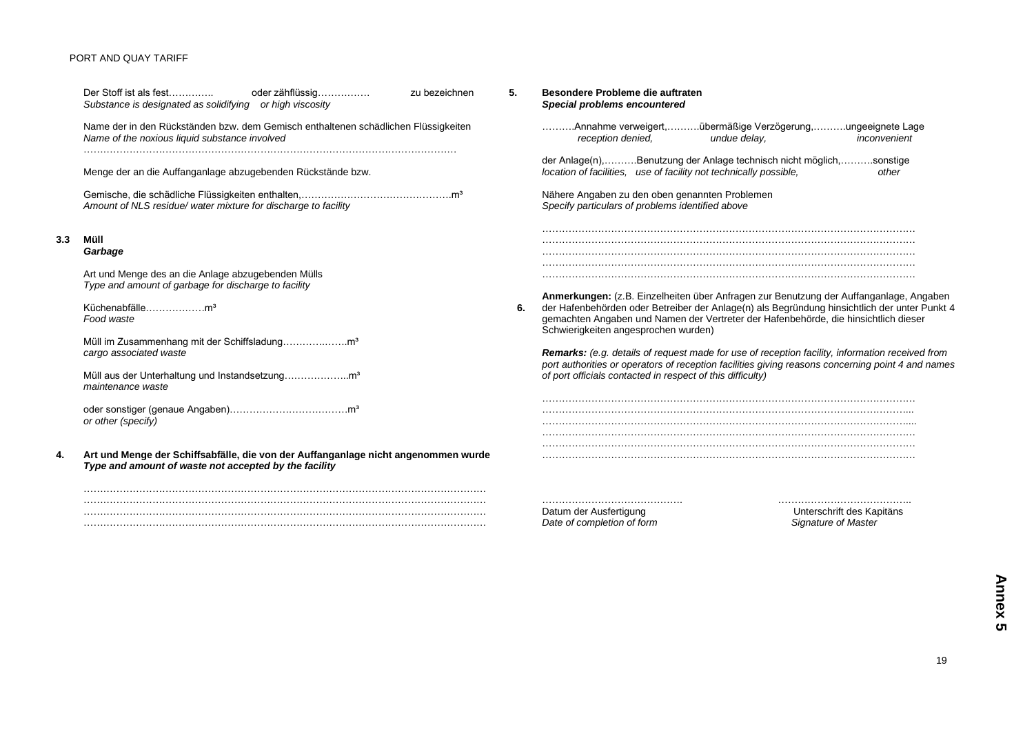Der Stoff ist als fest………….. oder zähflüssig……………. zu bezeichnen
*Substance is designated as solidifying or high viscosity*

Name der in den Rückständen bzw. dem Gemisch enthaltenen schädlichen Flüssigkeiten
*Name of the noxious liquid substance involved*
……………………………………………………………………………………………………

Menge der an die Auffanganlage abzugebenden Rückstände bzw.

Gemische, die schädliche Flüssigkeiten enthalten,………………………………………..m³
*Amount of NLS residue/ water mixture for discharge to facility*

### 3.3 Müll
### *Garbage*

Art und Menge des an die Anlage abzugebenden Mülls
*Type and amount of garbage for discharge to facility*

Küchenabfälle………………m³
*Food waste*

Müll im Zusammenhang mit der Schiffsladung………….…….m³
*cargo associated waste*

Müll aus der Unterhaltung und Instandsetzung………………..m³
*maintenance waste*

oder sonstiger (genaue Angaben)………………………………m³
*or other (specify)*

### 4. Art und Menge der Schiffsabfälle, die von der Auffanganlage nicht angenommen wurde
### *Type and amount of waste not accepted by the facility*

…………………………………………………………………………………………………………
…………………………………………………………………………………………………………
…………………………………………………………………………………………………………
…………………………………………………………………………………………………………

### 5. Besondere Probleme die auftraten
### *Special problems encountered*

……….Annahme verweigert,……….übermäßige Verzögerung,……….ungeeignete Lage
*reception denied, undue delay, inconvenient*

der Anlage(n),……….Benutzung der Anlage technisch nicht möglich,……….sonstige
*location of facilities, use of facility not technically possible, other*

Nähere Angaben zu den oben genannten Problemen
*Specify particulars of problems identified above*

……………………………………………………………………………………………………
……………………………………………………………………………………………………
……………………………………………………………………………………………………
……………………………………………………………………………………………………
……………………………………………………………………………………………………

**6.** **Anmerkungen:** (z.B. Einzelheiten über Anfragen zur Benutzung der Auffanganlage, Angaben der Hafenbehörden oder Betreiber der Anlage(n) als Begründung hinsichtlich der unter Punkt 4 gemachten Angaben und Namen der Vertreter der Hafenbehörde, die hinsichtlich dieser Schwierigkeiten angesprochen wurden)

***Remarks:*** *(e.g. details of request made for use of reception facility, information received from port authorities or operators of reception facilities giving reasons concerning point 4 and names of port officials contacted in respect of this difficulty)*

……………………………………………………………………………………………………
……………………………………………………………………………………………………
……………………………………………………………………………………………………
……………………………………………………………………………………………………
……………………………………………………………………………………………………
……………………………………………………………………………………………………

……………………………………. ……………………………………
Datum der Ausfertigung Unterschrift des Kapitäns
*Date of completion of form* *Signature of Master*

**Annex 5**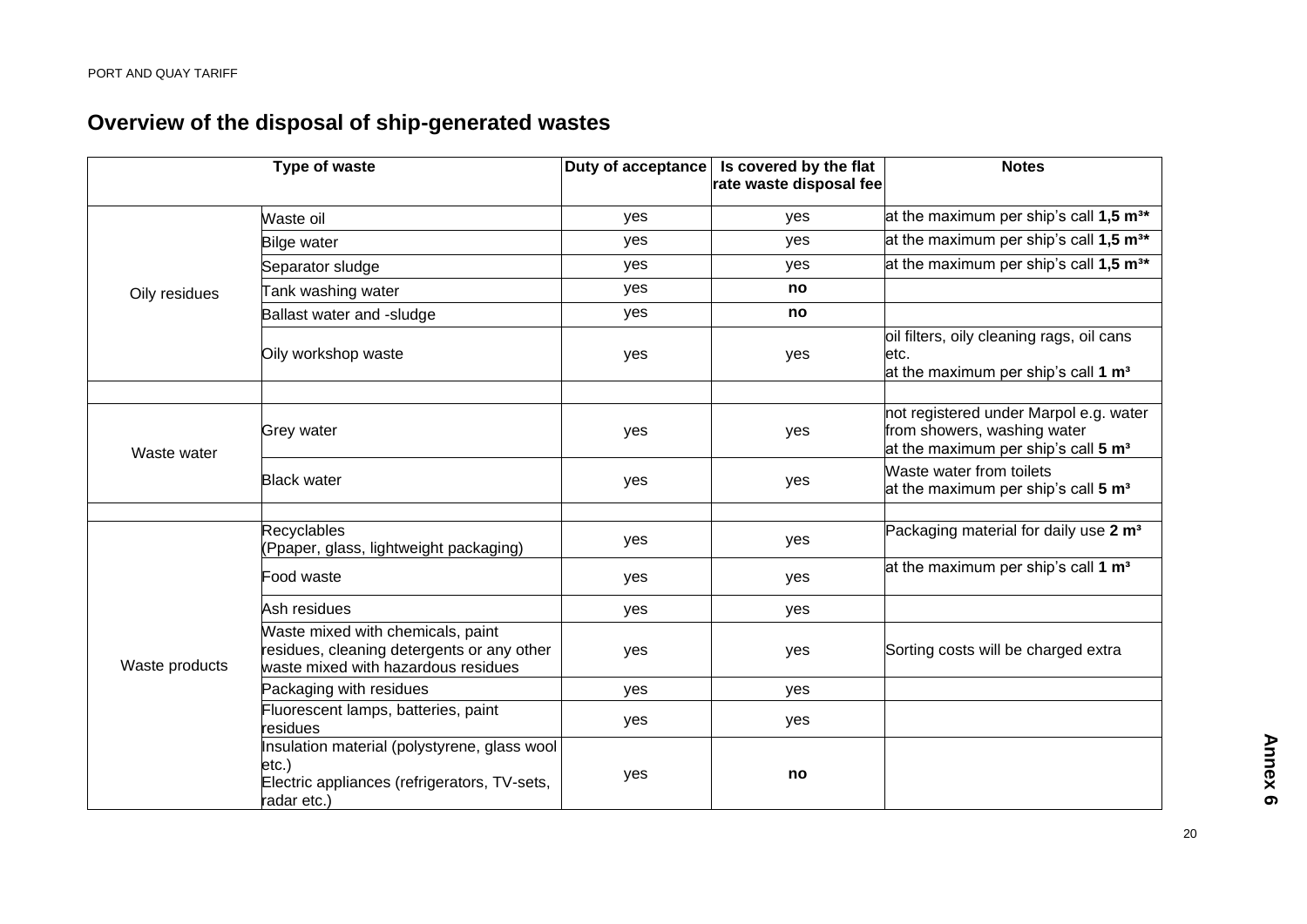## Overview of the disposal of ship-generated wastes

| Type of waste | | Duty of acceptance | Is covered by the flat rate waste disposal fee | Notes |
|---|---|---|---|---|
| Oily residues | Waste oil | yes | yes | at the maximum per ship's call **1,5 m³\*** |
| | Bilge water | yes | yes | at the maximum per ship's call **1,5 m³\*** |
| | Separator sludge | yes | yes | at the maximum per ship's call **1,5 m³\*** |
| | Tank washing water | yes | **no** | |
| | Ballast water and -sludge | yes | **no** | |
| | Oily workshop waste | yes | yes | oil filters, oily cleaning rags, oil cans etc. at the maximum per ship's call **1 m³** |
| | | | | |
| Waste water | Grey water | yes | yes | not registered under Marpol e.g. water from showers, washing water at the maximum per ship's call **5 m³** |
| | Black water | yes | yes | Waste water from toilets at the maximum per ship's call **5 m³** |
| | | | | |
| Waste products | Recyclables (Ppaper, glass, lightweight packaging) | yes | yes | Packaging material for daily use **2 m³** |
| | Food waste | yes | yes | at the maximum per ship's call **1 m³** |
| | Ash residues | yes | yes | |
| | Waste mixed with chemicals, paint residues, cleaning detergents or any other waste mixed with hazardous residues | yes | yes | Sorting costs will be charged extra |
| | Packaging with residues | yes | yes | |
| | Fluorescent lamps, batteries, paint residues | yes | yes | |
| | Insulation material (polystyrene, glass wool etc.) Electric appliances (refrigerators, TV-sets, radar etc.) | yes | **no** | |

**Annex 6**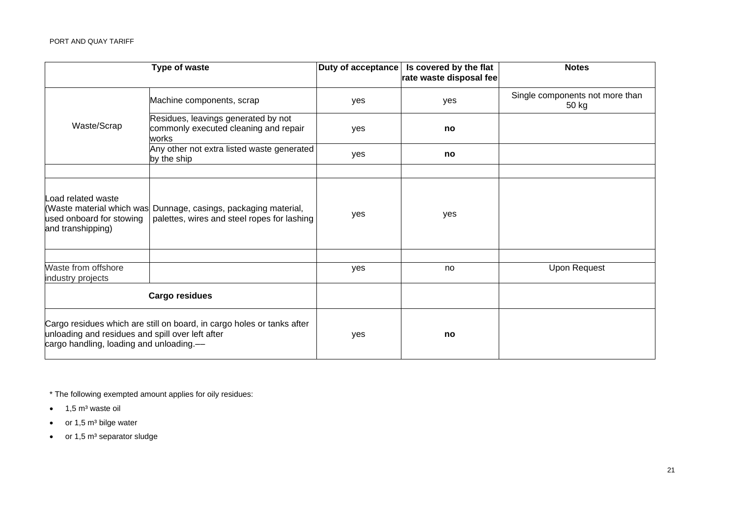| Type of waste | | Duty of acceptance | Is covered by the flat rate waste disposal fee | Notes |
|---|---|---|---|---|
| Waste/Scrap | Machine components, scrap | yes | yes | Single components not more than 50 kg |
| | Residues, leavings generated by not commonly executed cleaning and repair works | yes | **no** | |
| | Any other not extra listed waste generated by the ship | yes | **no** | |
| | | | | |
| Load related waste (Waste material which was used onboard for stowing and transhipping) | Dunnage, casings, packaging material, palettes, wires and steel ropes for lashing | yes | yes | |
| | | | | |
| Waste from offshore industry projects | | yes | no | Upon Request |
| **Cargo residues** | | | | |
| Cargo residues which are still on board, in cargo holes or tanks after unloading and residues and spill over left after cargo handling, loading and unloading.–– | | yes | **no** | |

* The following exempted amount applies for oily residues:

- 1,5 m³ waste oil
- or 1,5 m³ bilge water
- or 1,5 m³ separator sludge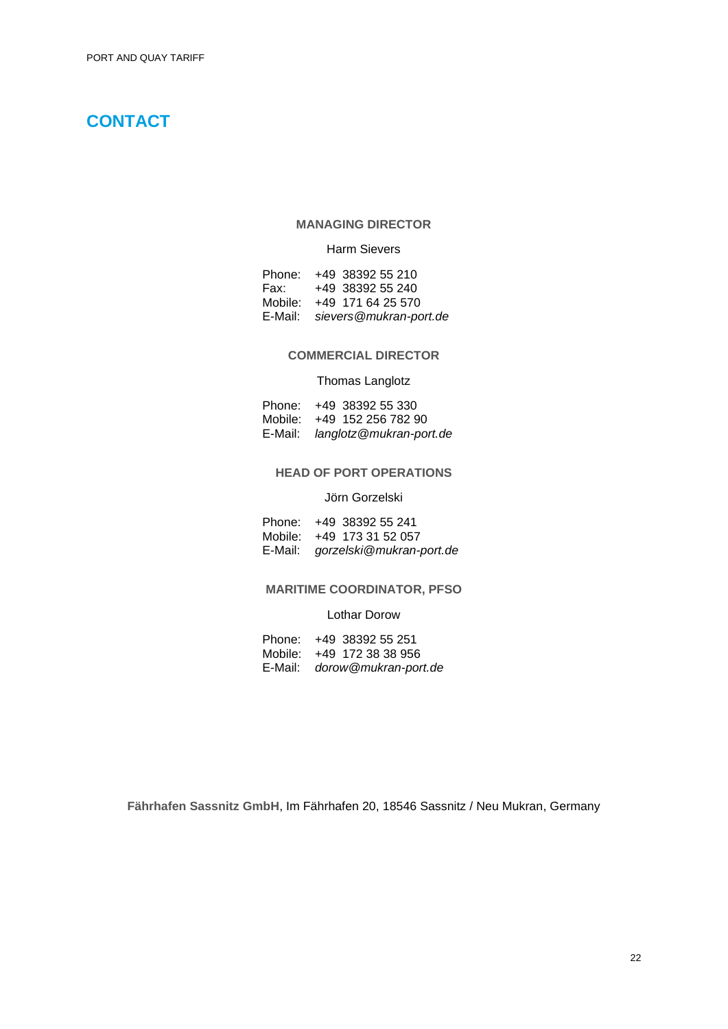# CONTACT

### MANAGING DIRECTOR

Harm Sievers

Phone: +49 38392 55 210
Fax: +49 38392 55 240
Mobile: +49 171 64 25 570
E-Mail: *sievers@mukran-port.de*

### COMMERCIAL DIRECTOR

Thomas Langlotz

Phone: +49 38392 55 330
Mobile: +49 152 256 782 90
E-Mail: *langlotz@mukran-port.de*

### HEAD OF PORT OPERATIONS

Jörn Gorzelski

Phone: +49 38392 55 241
Mobile: +49 173 31 52 057
E-Mail: *gorzelski@mukran-port.de*

### MARITIME COORDINATOR, PFSO

Lothar Dorow

Phone: +49 38392 55 251
Mobile: +49 172 38 38 956
E-Mail: *dorow@mukran-port.de*

**Fährhafen Sassnitz GmbH**, Im Fährhafen 20, 18546 Sassnitz / Neu Mukran, Germany